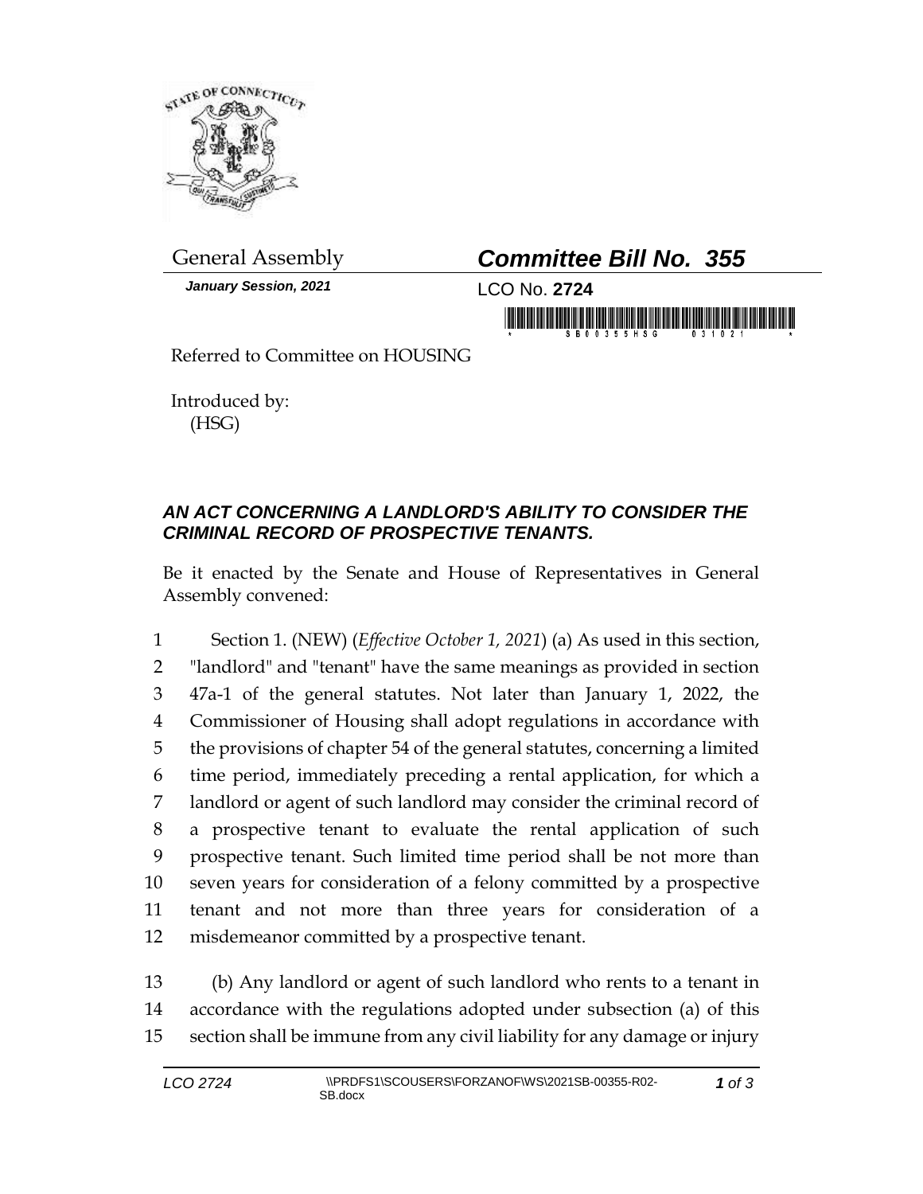General Assembly

***Committee Bill No. 355***

***January Session, 2021***

LCO No. **2724**

Referred to Committee on HOUSING

Introduced by:
(HSG)

***AN ACT CONCERNING A LANDLORD'S ABILITY TO CONSIDER THE CRIMINAL RECORD OF PROSPECTIVE TENANTS.***

Be it enacted by the Senate and House of Representatives in General Assembly convened:

1 Section 1. (NEW) (*Effective October 1, 2021*) (a) As used in this section,
2 "landlord" and "tenant" have the same meanings as provided in section
3 47a-1 of the general statutes. Not later than January 1, 2022, the
4 Commissioner of Housing shall adopt regulations in accordance with
5 the provisions of chapter 54 of the general statutes, concerning a limited
6 time period, immediately preceding a rental application, for which a
7 landlord or agent of such landlord may consider the criminal record of
8 a prospective tenant to evaluate the rental application of such
9 prospective tenant. Such limited time period shall be not more than
10 seven years for consideration of a felony committed by a prospective
11 tenant and not more than three years for consideration of a
12 misdemeanor committed by a prospective tenant.

13 (b) Any landlord or agent of such landlord who rents to a tenant in
14 accordance with the regulations adopted under subsection (a) of this
15 section shall be immune from any civil liability for any damage or injury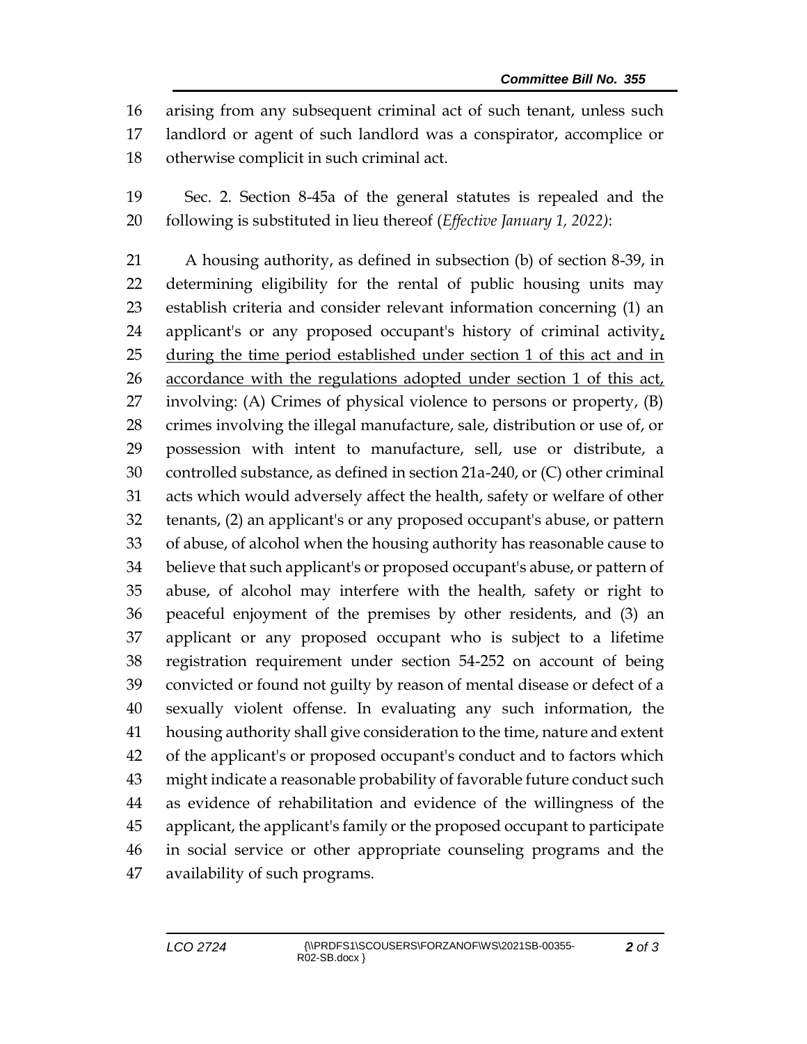arising from any subsequent criminal act of such tenant, unless such landlord or agent of such landlord was a conspirator, accomplice or otherwise complicit in such criminal act.

Sec. 2. Section 8-45a of the general statutes is repealed and the following is substituted in lieu thereof (*Effective January 1, 2022*):

A housing authority, as defined in subsection (b) of section 8-39, in determining eligibility for the rental of public housing units may establish criteria and consider relevant information concerning (1) an applicant's or any proposed occupant's history of criminal activity, during the time period established under section 1 of this act and in accordance with the regulations adopted under section 1 of this act, involving: (A) Crimes of physical violence to persons or property, (B) crimes involving the illegal manufacture, sale, distribution or use of, or possession with intent to manufacture, sell, use or distribute, a controlled substance, as defined in section 21a-240, or (C) other criminal acts which would adversely affect the health, safety or welfare of other tenants, (2) an applicant's or any proposed occupant's abuse, or pattern of abuse, of alcohol when the housing authority has reasonable cause to believe that such applicant's or proposed occupant's abuse, or pattern of abuse, of alcohol may interfere with the health, safety or right to peaceful enjoyment of the premises by other residents, and (3) an applicant or any proposed occupant who is subject to a lifetime registration requirement under section 54-252 on account of being convicted or found not guilty by reason of mental disease or defect of a sexually violent offense. In evaluating any such information, the housing authority shall give consideration to the time, nature and extent of the applicant's or proposed occupant's conduct and to factors which might indicate a reasonable probability of favorable future conduct such as evidence of rehabilitation and evidence of the willingness of the applicant, the applicant's family or the proposed occupant to participate in social service or other appropriate counseling programs and the availability of such programs.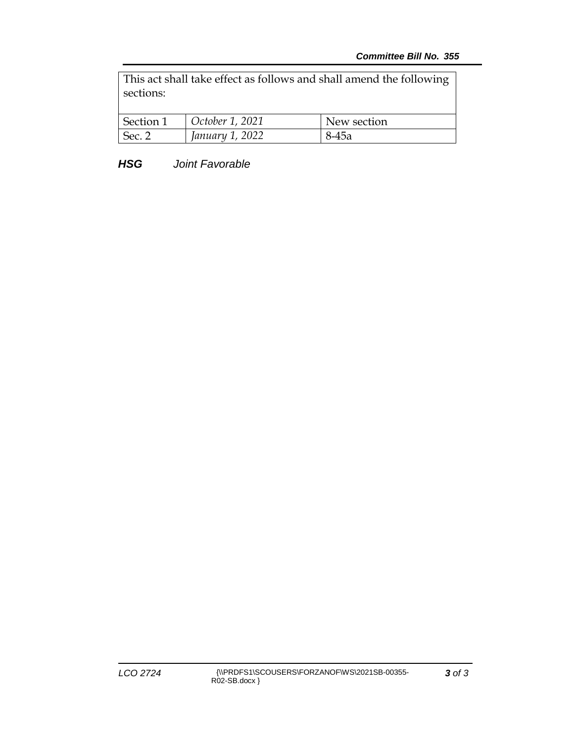| This act shall take effect as follows and shall amend the following sections: | | |
|---|---|---|
| Section 1 | *October 1, 2021* | New section |
| Sec. 2 | *January 1, 2022* | 8-45a |

***HSG*** *Joint Favorable*